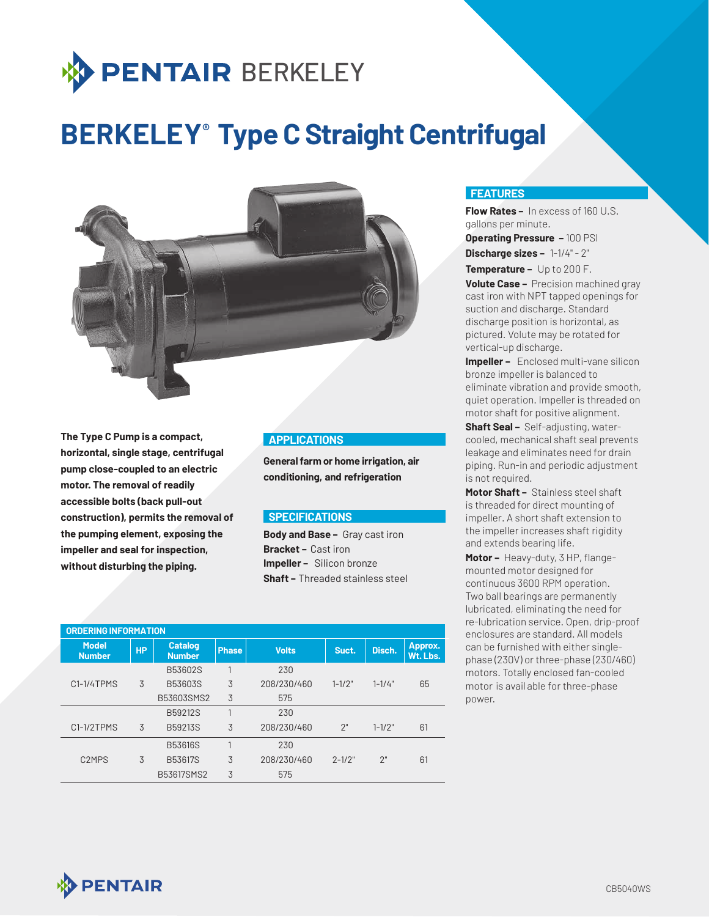# BERKELEY® Type C Straight Centrifugal

**The Type C Pump is a compact, horizontal, single stage, centrifugal pump close-coupled to an electric motor. The removal of readily accessible bolts (back pull-out construction), permits the removal of the pumping element, exposing the impeller and seal for inspection, without disturbing the piping.**

## APPLICATIONS

**General farm or home irrigation, air conditioning, and refrigeration**

## SPECIFICATIONS

**Body and Base –** Gray cast iron
**Bracket –** Cast iron
**Impeller –** Silicon bronze
**Shaft –** Threaded stainless steel

## ORDERING INFORMATION

| Model Number | HP | Catalog Number | Phase | Volts | Suct. | Disch. | Approx. Wt. Lbs. |
|---|---|---|---|---|---|---|---|
| C1-1/4TPMS | 3 | B53602S | 1 | 230 | 1-1/2" | 1-1/4" | 65 |
| | | B53603S | 3 | 208/230/460 | | | |
| | | B53603SMS2 | 3 | 575 | | | |
| C1-1/2TPMS | 3 | B59212S | 1 | 230 | 2" | 1-1/2" | 61 |
| | | B59213S | 3 | 208/230/460 | | | |
| C2MPS | 3 | B53616S | 1 | 230 | 2-1/2" | 2" | 61 |
| | | B53617S | 3 | 208/230/460 | | | |
| | | B53617SMS2 | 3 | 575 | | | |

## FEATURES

**Flow Rates –** In excess of 160 U.S. gallons per minute.

**Operating Pressure –** 100 PSI

**Discharge sizes –** 1-1/4" - 2"

**Temperature –** Up to 200 F.

**Volute Case –** Precision machined gray cast iron with NPT tapped openings for suction and discharge. Standard discharge position is horizontal, as pictured. Volute may be rotated for vertical-up discharge.

**Impeller –** Enclosed multi-vane silicon bronze impeller is balanced to eliminate vibration and provide smooth, quiet operation. Impeller is threaded on motor shaft for positive alignment.

**Shaft Seal –** Self-adjusting, water-cooled, mechanical shaft seal prevents leakage and eliminates need for drain piping. Run-in and periodic adjustment is not required.

**Motor Shaft –** Stainless steel shaft is threaded for direct mounting of impeller. A short shaft extension to the impeller increases shaft rigidity and extends bearing life.

**Motor –** Heavy-duty, 3 HP, flange-mounted motor designed for continuous 3600 RPM operation. Two ball bearings are permanently lubricated, eliminating the need for re-lubrication service. Open, drip-proof enclosures are standard. All models can be furnished with either single-phase (230V) or three-phase (230/460) motors. Totally enclosed fan-cooled motor is available for three-phase power.

CB5040WS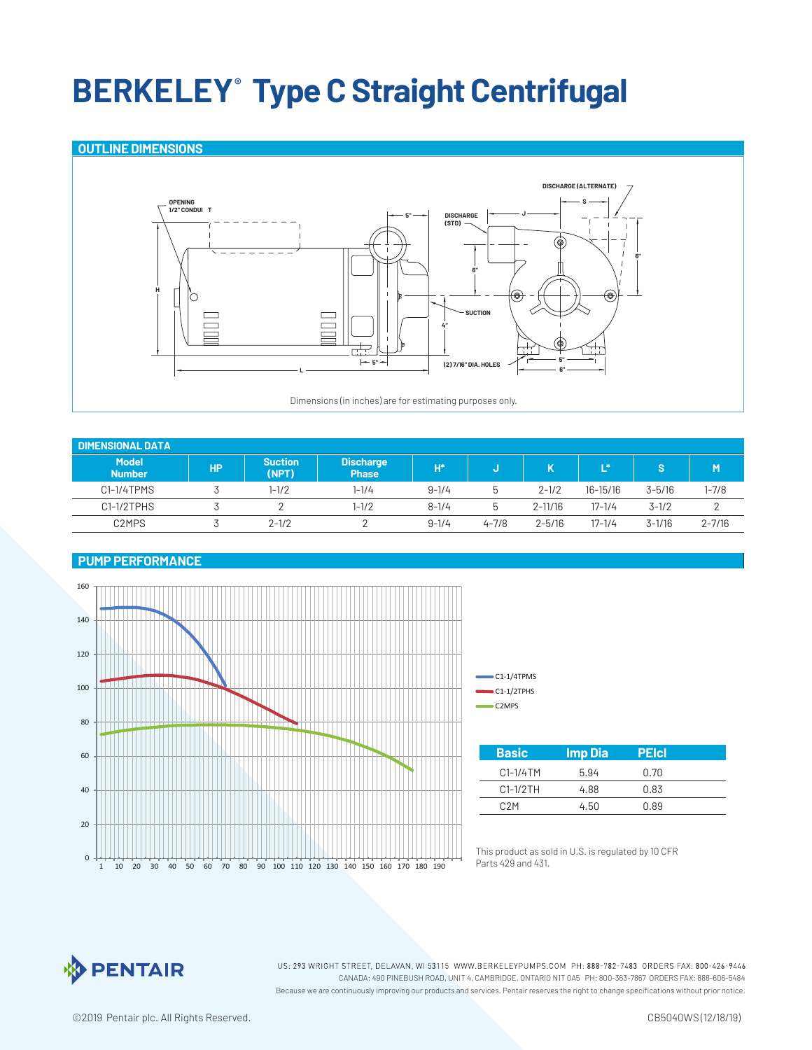# BERKELEY® Type C Straight Centrifugal

## OUTLINE DIMENSIONS

OPENING
1/2" CONDUIT
H
L
5"
5"
DISCHARGE (STD)
6"
4"
SUCTION
(2) 7/16" DIA. HOLES
J
DISCHARGE (ALTERNATE)
S
6"
5"
6"

Dimensions (in inches) are for estimating purposes only.

## DIMENSIONAL DATA

| Model Number | HP | Suction (NPT) | Discharge Phase | H* | J | K | L* | S | M |
|---|---|---|---|---|---|---|---|---|---|
| C1-1/4TPMS | 3 | 1-1/2 | 1-1/4 | 9-1/4 | 5 | 2-1/2 | 16-15/16 | 3-5/16 | 1-7/8 |
| C1-1/2TPHS | 3 | 2 | 1-1/2 | 8-1/4 | 5 | 2-11/16 | 17-1/4 | 3-1/2 | 2 |
| C2MPS | 3 | 2-1/2 | 2 | 9-1/4 | 4-7/8 | 2-5/16 | 17-1/4 | 3-1/16 | 2-7/16 |

## PUMP PERFORMANCE

160
140
120
100
80
60
40
20
0
1 10 20 30 40 50 60 70 80 90 100 110 120 130 140 150 160 170 180 190

C1-1/4TPMS
C1-1/2TPHS
C2MPS

| Basic | Imp Dia | PEIcl |
|---|---|---|
| C1-1/4TM | 5.94 | 0.70 |
| C1-1/2TH | 4.88 | 0.83 |
| C2M | 4.50 | 0.89 |

This product as sold in U.S. is regulated by 10 CFR Parts 429 and 431.

PENTAIR

US: 293 WRIGHT STREET, DELAVAN, WI 53115 WWW.BERKELEYPUMPS.COM PH: 888-782-7483 ORDERS FAX: 800-426-9446
CANADA: 490 PINEBUSH ROAD, UNIT 4, CAMBRIDGE, ONTARIO N1T 0A5 PH: 800-363-7867 ORDERS FAX: 888-606-5484
Because we are continuously improving our products and services, Pentair reserves the right to change specifications without prior notice.

©2019 Pentair plc. All Rights Reserved.

CB5040WS (12/18/19)